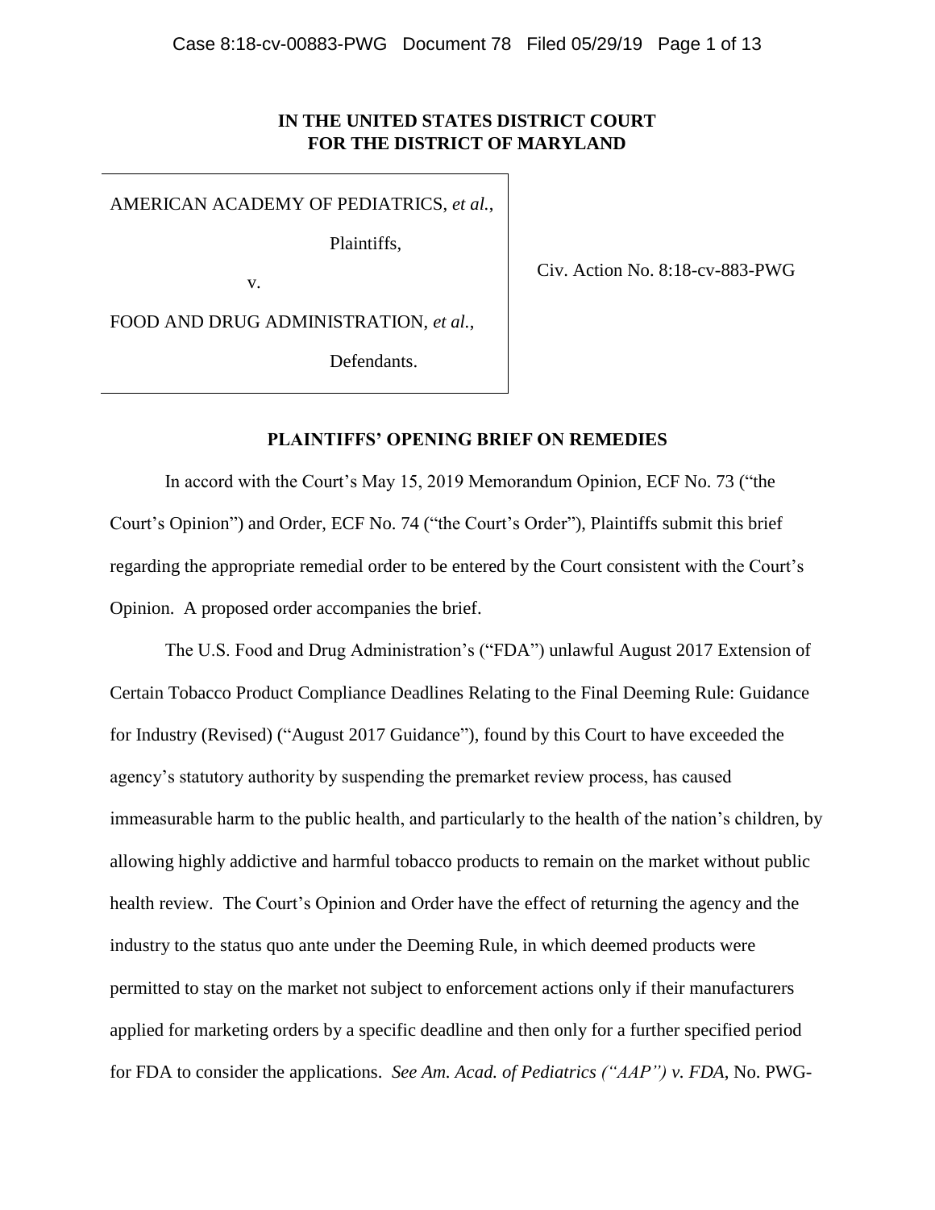**IN THE UNITED STATES DISTRICT COURT FOR THE DISTRICT OF MARYLAND**

| | |
|---|---|
| AMERICAN ACADEMY OF PEDIATRICS, *et al.*,<br><br>Plaintiffs,<br><br>v.<br><br>FOOD AND DRUG ADMINISTRATION, *et al.*,<br><br>Defendants. | Civ. Action No. 8:18-cv-883-PWG |

**PLAINTIFFS' OPENING BRIEF ON REMEDIES**

In accord with the Court's May 15, 2019 Memorandum Opinion, ECF No. 73 ("the Court's Opinion") and Order, ECF No. 74 ("the Court's Order"), Plaintiffs submit this brief regarding the appropriate remedial order to be entered by the Court consistent with the Court's Opinion. A proposed order accompanies the brief.

The U.S. Food and Drug Administration's ("FDA") unlawful August 2017 Extension of Certain Tobacco Product Compliance Deadlines Relating to the Final Deeming Rule: Guidance for Industry (Revised) ("August 2017 Guidance"), found by this Court to have exceeded the agency's statutory authority by suspending the premarket review process, has caused immeasurable harm to the public health, and particularly to the health of the nation's children, by allowing highly addictive and harmful tobacco products to remain on the market without public health review. The Court's Opinion and Order have the effect of returning the agency and the industry to the status quo ante under the Deeming Rule, in which deemed products were permitted to stay on the market not subject to enforcement actions only if their manufacturers applied for marketing orders by a specific deadline and then only for a further specified period for FDA to consider the applications. *See Am. Acad. of Pediatrics ("AAP") v. FDA*, No. PWG-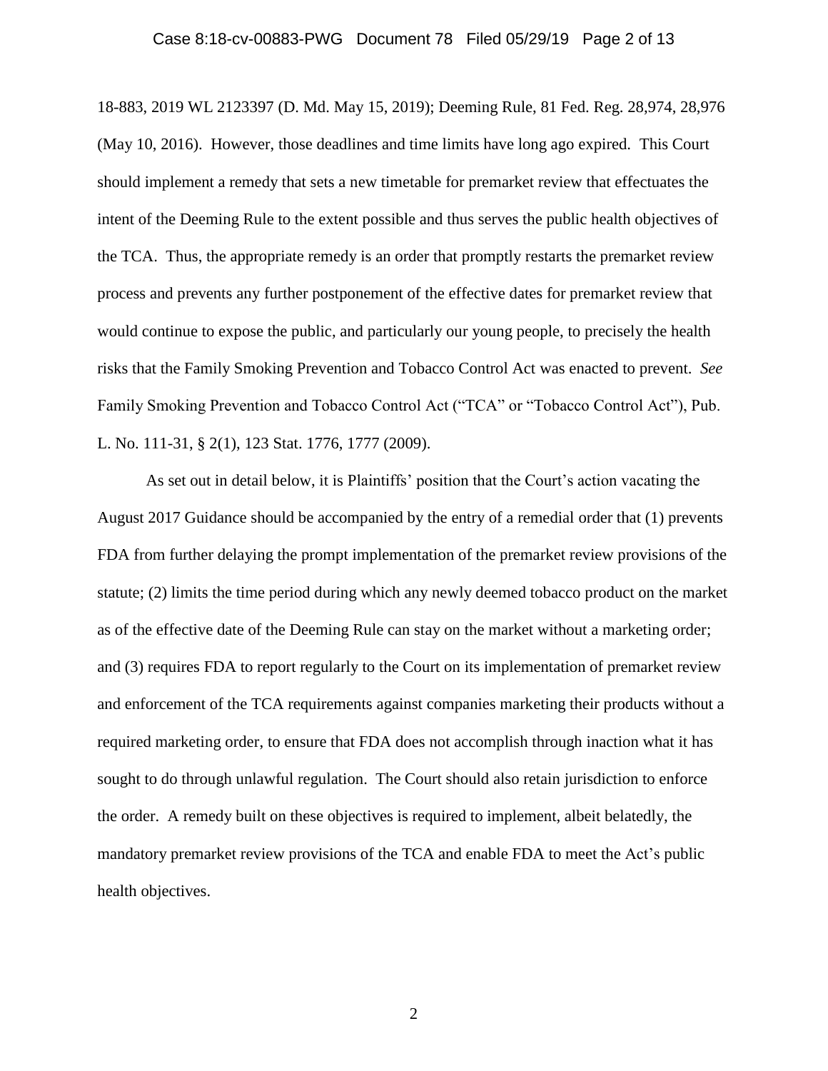18-883, 2019 WL 2123397 (D. Md. May 15, 2019); Deeming Rule, 81 Fed. Reg. 28,974, 28,976 (May 10, 2016). However, those deadlines and time limits have long ago expired. This Court should implement a remedy that sets a new timetable for premarket review that effectuates the intent of the Deeming Rule to the extent possible and thus serves the public health objectives of the TCA. Thus, the appropriate remedy is an order that promptly restarts the premarket review process and prevents any further postponement of the effective dates for premarket review that would continue to expose the public, and particularly our young people, to precisely the health risks that the Family Smoking Prevention and Tobacco Control Act was enacted to prevent. *See* Family Smoking Prevention and Tobacco Control Act ("TCA" or "Tobacco Control Act"), Pub. L. No. 111-31, § 2(1), 123 Stat. 1776, 1777 (2009).

As set out in detail below, it is Plaintiffs' position that the Court's action vacating the August 2017 Guidance should be accompanied by the entry of a remedial order that (1) prevents FDA from further delaying the prompt implementation of the premarket review provisions of the statute; (2) limits the time period during which any newly deemed tobacco product on the market as of the effective date of the Deeming Rule can stay on the market without a marketing order; and (3) requires FDA to report regularly to the Court on its implementation of premarket review and enforcement of the TCA requirements against companies marketing their products without a required marketing order, to ensure that FDA does not accomplish through inaction what it has sought to do through unlawful regulation. The Court should also retain jurisdiction to enforce the order. A remedy built on these objectives is required to implement, albeit belatedly, the mandatory premarket review provisions of the TCA and enable FDA to meet the Act's public health objectives.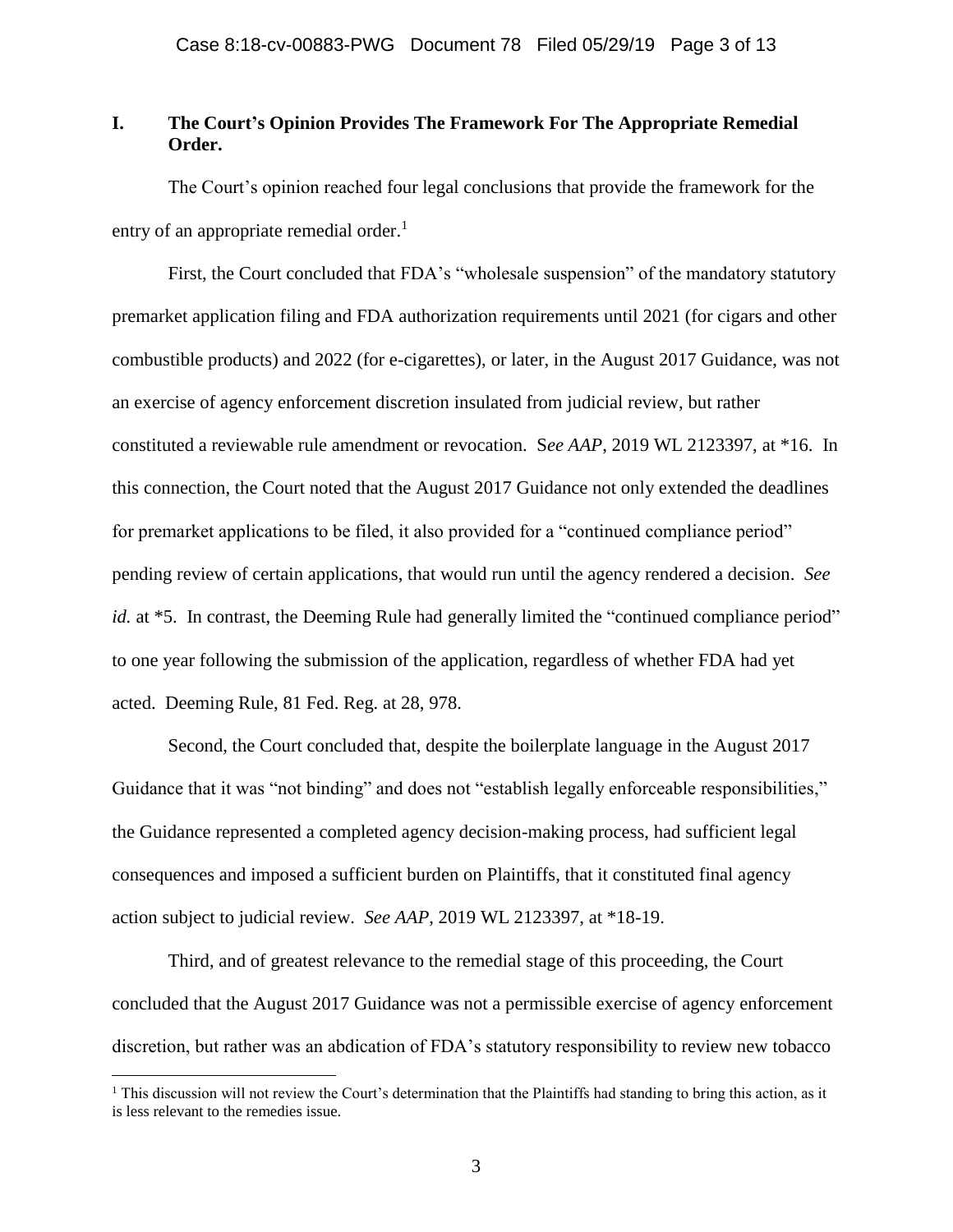## I. The Court's Opinion Provides The Framework For The Appropriate Remedial Order.

The Court's opinion reached four legal conclusions that provide the framework for the entry of an appropriate remedial order.[1]

First, the Court concluded that FDA's "wholesale suspension" of the mandatory statutory premarket application filing and FDA authorization requirements until 2021 (for cigars and other combustible products) and 2022 (for e-cigarettes), or later, in the August 2017 Guidance, was not an exercise of agency enforcement discretion insulated from judicial review, but rather constituted a reviewable rule amendment or revocation. S*ee AAP*, 2019 WL 2123397, at *16. In this connection, the Court noted that the August 2017 Guidance not only extended the deadlines for premarket applications to be filed, it also provided for a "continued compliance period" pending review of certain applications, that would run until the agency rendered a decision. *See id.* at *5. In contrast, the Deeming Rule had generally limited the "continued compliance period" to one year following the submission of the application, regardless of whether FDA had yet acted. Deeming Rule, 81 Fed. Reg. at 28, 978.

Second, the Court concluded that, despite the boilerplate language in the August 2017 Guidance that it was "not binding" and does not "establish legally enforceable responsibilities," the Guidance represented a completed agency decision-making process, had sufficient legal consequences and imposed a sufficient burden on Plaintiffs, that it constituted final agency action subject to judicial review. *See AAP*, 2019 WL 2123397, at *18-19.

Third, and of greatest relevance to the remedial stage of this proceeding, the Court concluded that the August 2017 Guidance was not a permissible exercise of agency enforcement discretion, but rather was an abdication of FDA's statutory responsibility to review new tobacco

[1] This discussion will not review the Court's determination that the Plaintiffs had standing to bring this action, as it is less relevant to the remedies issue.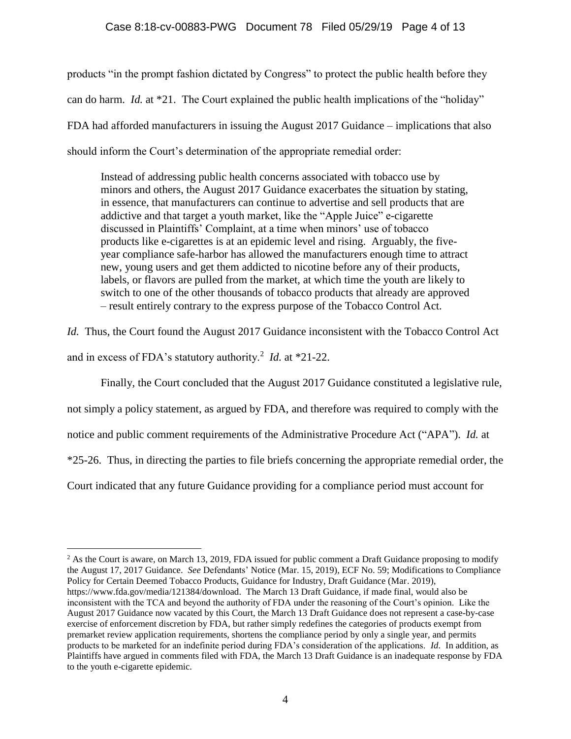products "in the prompt fashion dictated by Congress" to protect the public health before they can do harm. *Id.* at *21. The Court explained the public health implications of the "holiday" FDA had afforded manufacturers in issuing the August 2017 Guidance – implications that also should inform the Court's determination of the appropriate remedial order:

> Instead of addressing public health concerns associated with tobacco use by minors and others, the August 2017 Guidance exacerbates the situation by stating, in essence, that manufacturers can continue to advertise and sell products that are addictive and that target a youth market, like the "Apple Juice" e-cigarette discussed in Plaintiffs' Complaint, at a time when minors' use of tobacco products like e-cigarettes is at an epidemic level and rising. Arguably, the five-year compliance safe-harbor has allowed the manufacturers enough time to attract new, young users and get them addicted to nicotine before any of their products, labels, or flavors are pulled from the market, at which time the youth are likely to switch to one of the other thousands of tobacco products that already are approved – result entirely contrary to the express purpose of the Tobacco Control Act.

*Id.* Thus, the Court found the August 2017 Guidance inconsistent with the Tobacco Control Act and in excess of FDA's statutory authority.[2] *Id.* at *21-22.

Finally, the Court concluded that the August 2017 Guidance constituted a legislative rule, not simply a policy statement, as argued by FDA, and therefore was required to comply with the notice and public comment requirements of the Administrative Procedure Act ("APA"). *Id.* at *25-26. Thus, in directing the parties to file briefs concerning the appropriate remedial order, the Court indicated that any future Guidance providing for a compliance period must account for

---

[2] As the Court is aware, on March 13, 2019, FDA issued for public comment a Draft Guidance proposing to modify the August 17, 2017 Guidance. *See* Defendants' Notice (Mar. 15, 2019), ECF No. 59; Modifications to Compliance Policy for Certain Deemed Tobacco Products, Guidance for Industry, Draft Guidance (Mar. 2019), https://www.fda.gov/media/121384/download. The March 13 Draft Guidance, if made final, would also be inconsistent with the TCA and beyond the authority of FDA under the reasoning of the Court's opinion. Like the August 2017 Guidance now vacated by this Court, the March 13 Draft Guidance does not represent a case-by-case exercise of enforcement discretion by FDA, but rather simply redefines the categories of products exempt from premarket review application requirements, shortens the compliance period by only a single year, and permits products to be marketed for an indefinite period during FDA's consideration of the applications. *Id.* In addition, as Plaintiffs have argued in comments filed with FDA, the March 13 Draft Guidance is an inadequate response by FDA to the youth e-cigarette epidemic.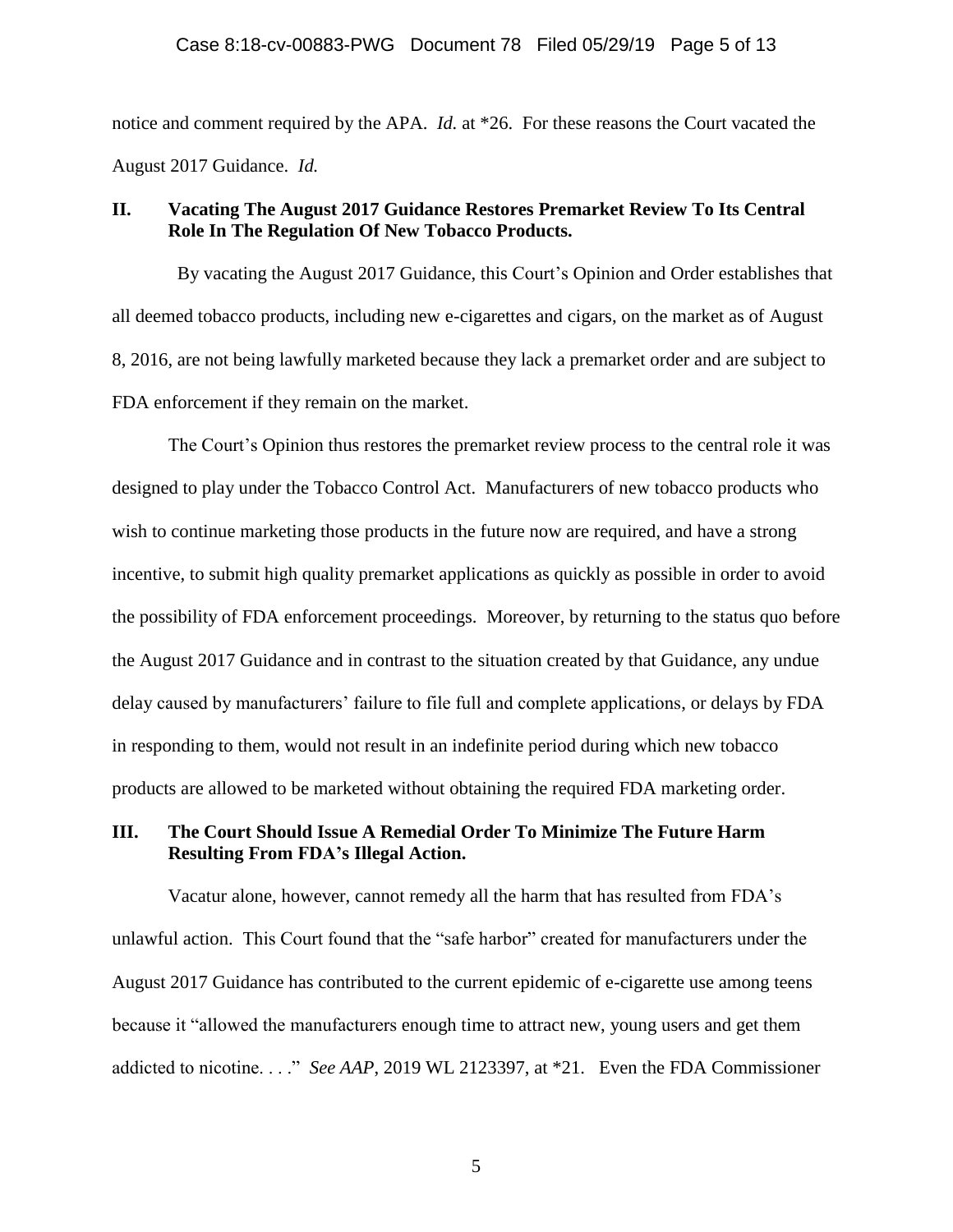notice and comment required by the APA. *Id.* at *26. For these reasons the Court vacated the August 2017 Guidance. *Id.*

## II. Vacating The August 2017 Guidance Restores Premarket Review To Its Central Role In The Regulation Of New Tobacco Products.

By vacating the August 2017 Guidance, this Court's Opinion and Order establishes that all deemed tobacco products, including new e-cigarettes and cigars, on the market as of August 8, 2016, are not being lawfully marketed because they lack a premarket order and are subject to FDA enforcement if they remain on the market.

The Court's Opinion thus restores the premarket review process to the central role it was designed to play under the Tobacco Control Act. Manufacturers of new tobacco products who wish to continue marketing those products in the future now are required, and have a strong incentive, to submit high quality premarket applications as quickly as possible in order to avoid the possibility of FDA enforcement proceedings. Moreover, by returning to the status quo before the August 2017 Guidance and in contrast to the situation created by that Guidance, any undue delay caused by manufacturers' failure to file full and complete applications, or delays by FDA in responding to them, would not result in an indefinite period during which new tobacco products are allowed to be marketed without obtaining the required FDA marketing order.

## III. The Court Should Issue A Remedial Order To Minimize The Future Harm Resulting From FDA's Illegal Action.

Vacatur alone, however, cannot remedy all the harm that has resulted from FDA's unlawful action. This Court found that the "safe harbor" created for manufacturers under the August 2017 Guidance has contributed to the current epidemic of e-cigarette use among teens because it "allowed the manufacturers enough time to attract new, young users and get them addicted to nicotine. . . ." *See AAP*, 2019 WL 2123397, at *21. Even the FDA Commissioner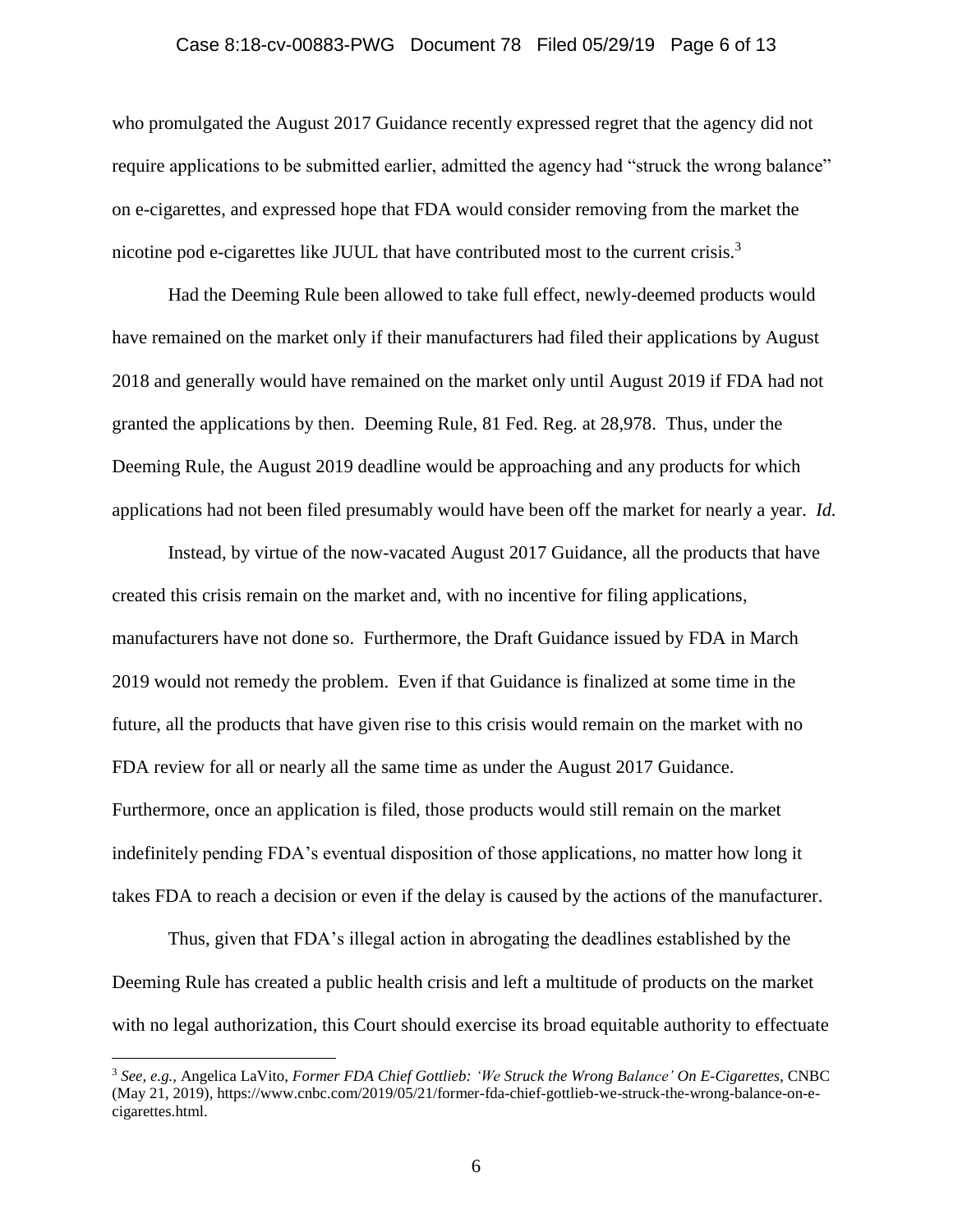who promulgated the August 2017 Guidance recently expressed regret that the agency did not require applications to be submitted earlier, admitted the agency had "struck the wrong balance" on e-cigarettes, and expressed hope that FDA would consider removing from the market the nicotine pod e-cigarettes like JUUL that have contributed most to the current crisis.[3]

Had the Deeming Rule been allowed to take full effect, newly-deemed products would have remained on the market only if their manufacturers had filed their applications by August 2018 and generally would have remained on the market only until August 2019 if FDA had not granted the applications by then. Deeming Rule, 81 Fed. Reg. at 28,978. Thus, under the Deeming Rule, the August 2019 deadline would be approaching and any products for which applications had not been filed presumably would have been off the market for nearly a year. *Id.*

Instead, by virtue of the now-vacated August 2017 Guidance, all the products that have created this crisis remain on the market and, with no incentive for filing applications, manufacturers have not done so. Furthermore, the Draft Guidance issued by FDA in March 2019 would not remedy the problem. Even if that Guidance is finalized at some time in the future, all the products that have given rise to this crisis would remain on the market with no FDA review for all or nearly all the same time as under the August 2017 Guidance. Furthermore, once an application is filed, those products would still remain on the market indefinitely pending FDA's eventual disposition of those applications, no matter how long it takes FDA to reach a decision or even if the delay is caused by the actions of the manufacturer.

Thus, given that FDA's illegal action in abrogating the deadlines established by the Deeming Rule has created a public health crisis and left a multitude of products on the market with no legal authorization, this Court should exercise its broad equitable authority to effectuate

---

[3] *See, e.g.*, Angelica LaVito, *Former FDA Chief Gottlieb: 'We Struck the Wrong Balance' On E-Cigarettes*, CNBC (May 21, 2019), https://www.cnbc.com/2019/05/21/former-fda-chief-gottlieb-we-struck-the-wrong-balance-on-e-cigarettes.html.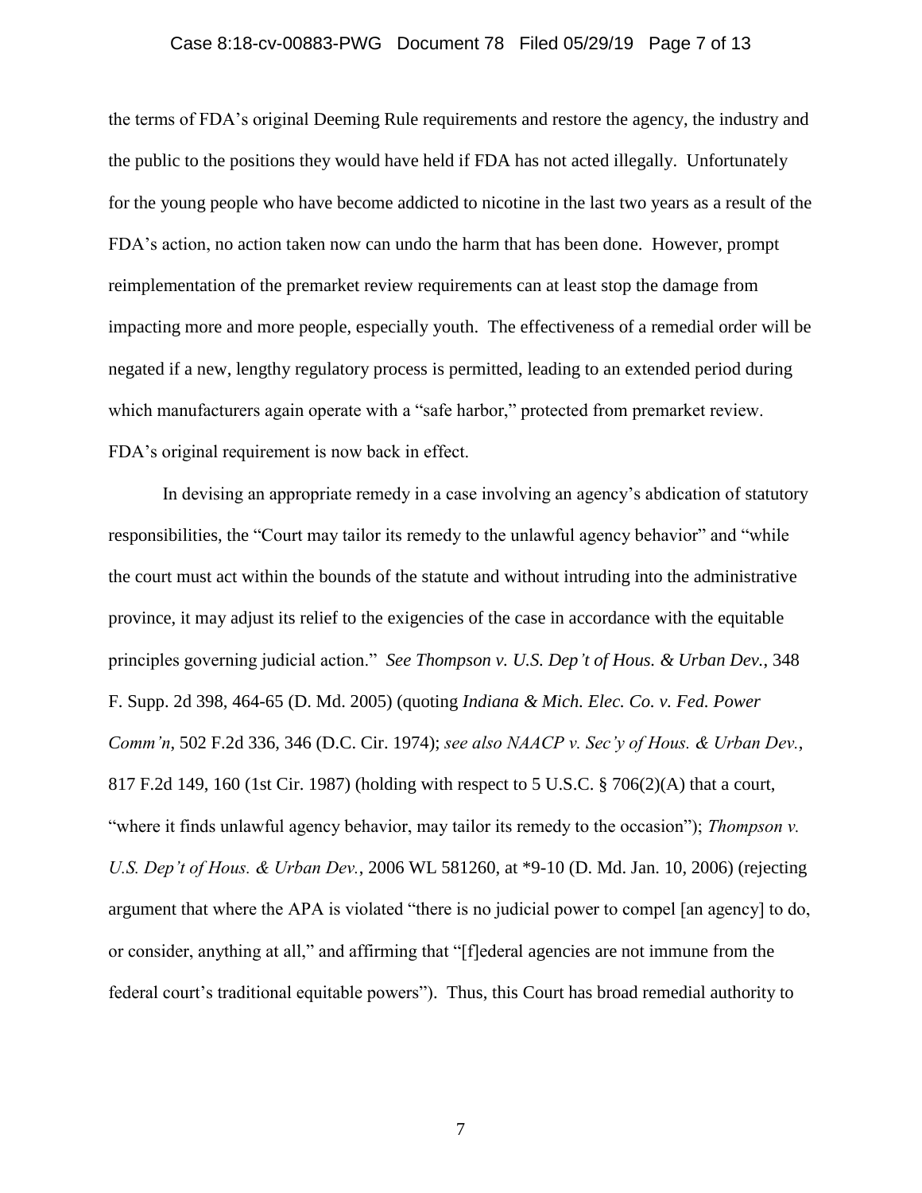the terms of FDA's original Deeming Rule requirements and restore the agency, the industry and the public to the positions they would have held if FDA has not acted illegally. Unfortunately for the young people who have become addicted to nicotine in the last two years as a result of the FDA's action, no action taken now can undo the harm that has been done. However, prompt reimplementation of the premarket review requirements can at least stop the damage from impacting more and more people, especially youth. The effectiveness of a remedial order will be negated if a new, lengthy regulatory process is permitted, leading to an extended period during which manufacturers again operate with a "safe harbor," protected from premarket review. FDA's original requirement is now back in effect.

In devising an appropriate remedy in a case involving an agency's abdication of statutory responsibilities, the "Court may tailor its remedy to the unlawful agency behavior" and "while the court must act within the bounds of the statute and without intruding into the administrative province, it may adjust its relief to the exigencies of the case in accordance with the equitable principles governing judicial action." *See Thompson v. U.S. Dep't of Hous. & Urban Dev.*, 348 F. Supp. 2d 398, 464-65 (D. Md. 2005) (quoting *Indiana & Mich. Elec. Co. v. Fed. Power Comm'n*, 502 F.2d 336, 346 (D.C. Cir. 1974); *see also NAACP v. Sec'y of Hous. & Urban Dev.*, 817 F.2d 149, 160 (1st Cir. 1987) (holding with respect to 5 U.S.C. § 706(2)(A) that a court, "where it finds unlawful agency behavior, may tailor its remedy to the occasion"); *Thompson v. U.S. Dep't of Hous. & Urban Dev.*, 2006 WL 581260, at *9-10 (D. Md. Jan. 10, 2006) (rejecting argument that where the APA is violated "there is no judicial power to compel [an agency] to do, or consider, anything at all," and affirming that "[f]ederal agencies are not immune from the federal court's traditional equitable powers"). Thus, this Court has broad remedial authority to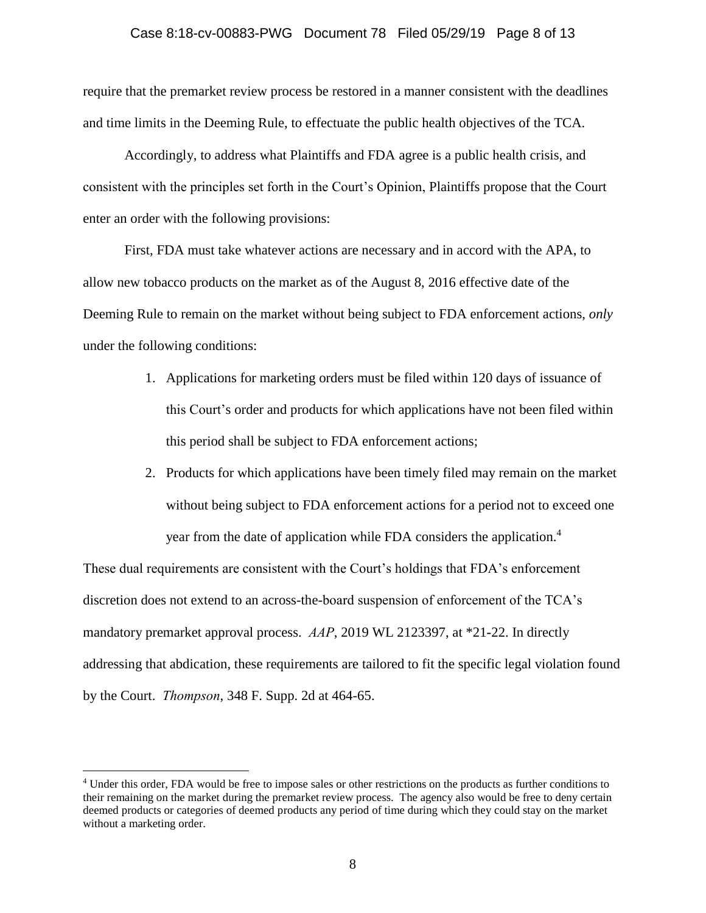require that the premarket review process be restored in a manner consistent with the deadlines and time limits in the Deeming Rule, to effectuate the public health objectives of the TCA.

Accordingly, to address what Plaintiffs and FDA agree is a public health crisis, and consistent with the principles set forth in the Court's Opinion, Plaintiffs propose that the Court enter an order with the following provisions:

First, FDA must take whatever actions are necessary and in accord with the APA, to allow new tobacco products on the market as of the August 8, 2016 effective date of the Deeming Rule to remain on the market without being subject to FDA enforcement actions, *only* under the following conditions:

1. Applications for marketing orders must be filed within 120 days of issuance of this Court's order and products for which applications have not been filed within this period shall be subject to FDA enforcement actions;
2. Products for which applications have been timely filed may remain on the market without being subject to FDA enforcement actions for a period not to exceed one year from the date of application while FDA considers the application.[4]

These dual requirements are consistent with the Court's holdings that FDA's enforcement discretion does not extend to an across-the-board suspension of enforcement of the TCA's mandatory premarket approval process. *AAP*, 2019 WL 2123397, at *21-22. In directly addressing that abdication, these requirements are tailored to fit the specific legal violation found by the Court. *Thompson*, 348 F. Supp. 2d at 464-65.

[4] Under this order, FDA would be free to impose sales or other restrictions on the products as further conditions to their remaining on the market during the premarket review process. The agency also would be free to deny certain deemed products or categories of deemed products any period of time during which they could stay on the market without a marketing order.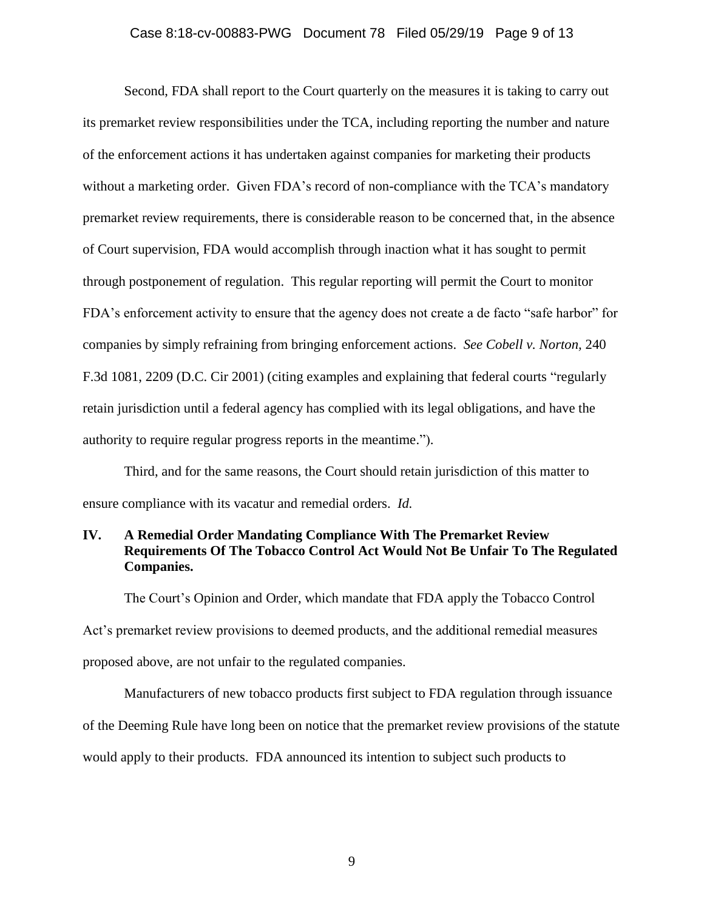Second, FDA shall report to the Court quarterly on the measures it is taking to carry out its premarket review responsibilities under the TCA, including reporting the number and nature of the enforcement actions it has undertaken against companies for marketing their products without a marketing order. Given FDA's record of non-compliance with the TCA's mandatory premarket review requirements, there is considerable reason to be concerned that, in the absence of Court supervision, FDA would accomplish through inaction what it has sought to permit through postponement of regulation. This regular reporting will permit the Court to monitor FDA's enforcement activity to ensure that the agency does not create a de facto "safe harbor" for companies by simply refraining from bringing enforcement actions. *See Cobell v. Norton*, 240 F.3d 1081, 2209 (D.C. Cir 2001) (citing examples and explaining that federal courts "regularly retain jurisdiction until a federal agency has complied with its legal obligations, and have the authority to require regular progress reports in the meantime.").

Third, and for the same reasons, the Court should retain jurisdiction of this matter to ensure compliance with its vacatur and remedial orders. *Id.*

## IV. A Remedial Order Mandating Compliance With The Premarket Review Requirements Of The Tobacco Control Act Would Not Be Unfair To The Regulated Companies.

The Court's Opinion and Order, which mandate that FDA apply the Tobacco Control Act's premarket review provisions to deemed products, and the additional remedial measures proposed above, are not unfair to the regulated companies.

Manufacturers of new tobacco products first subject to FDA regulation through issuance of the Deeming Rule have long been on notice that the premarket review provisions of the statute would apply to their products. FDA announced its intention to subject such products to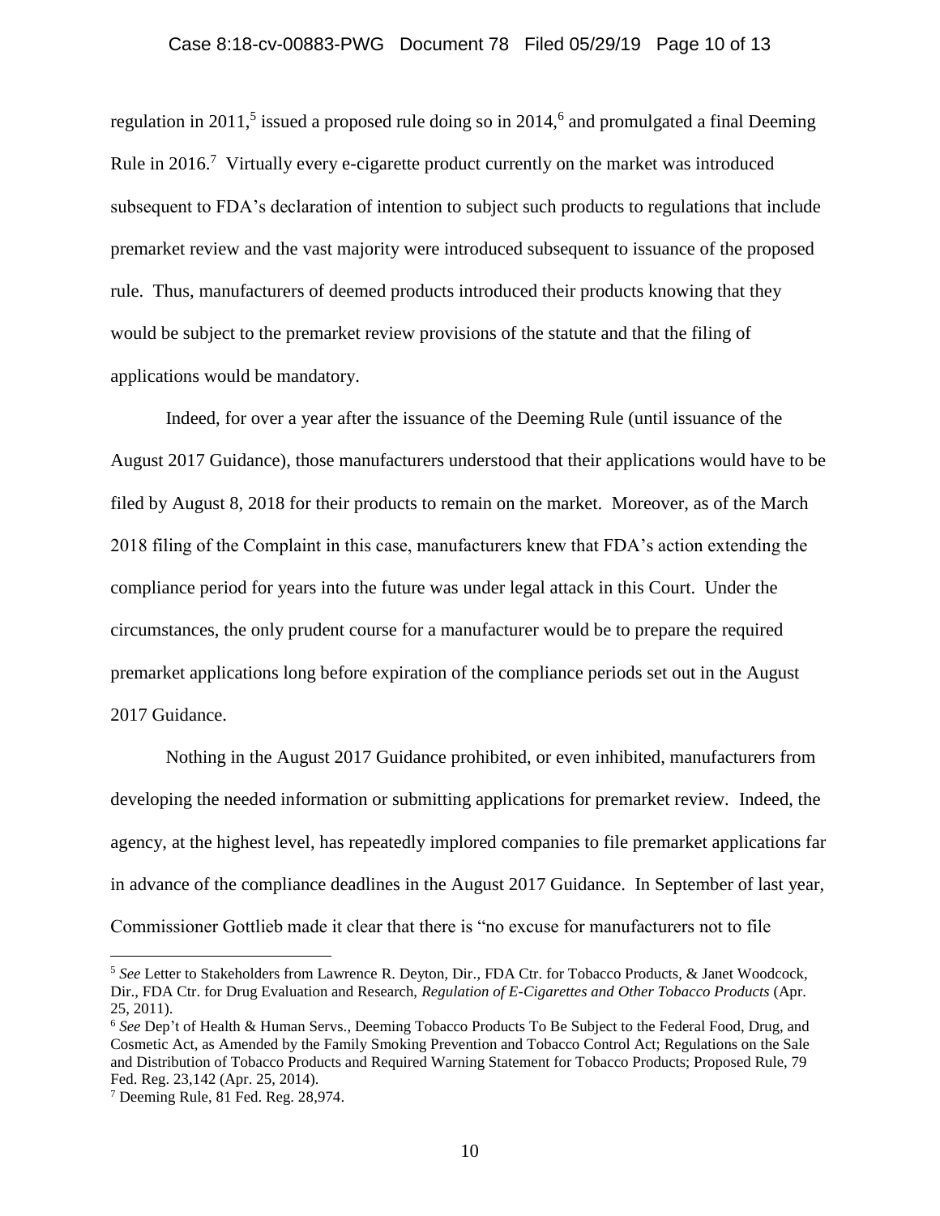regulation in 2011,[5] issued a proposed rule doing so in 2014,[6] and promulgated a final Deeming Rule in 2016.[7] Virtually every e-cigarette product currently on the market was introduced subsequent to FDA's declaration of intention to subject such products to regulations that include premarket review and the vast majority were introduced subsequent to issuance of the proposed rule. Thus, manufacturers of deemed products introduced their products knowing that they would be subject to the premarket review provisions of the statute and that the filing of applications would be mandatory.

Indeed, for over a year after the issuance of the Deeming Rule (until issuance of the August 2017 Guidance), those manufacturers understood that their applications would have to be filed by August 8, 2018 for their products to remain on the market. Moreover, as of the March 2018 filing of the Complaint in this case, manufacturers knew that FDA's action extending the compliance period for years into the future was under legal attack in this Court. Under the circumstances, the only prudent course for a manufacturer would be to prepare the required premarket applications long before expiration of the compliance periods set out in the August 2017 Guidance.

Nothing in the August 2017 Guidance prohibited, or even inhibited, manufacturers from developing the needed information or submitting applications for premarket review. Indeed, the agency, at the highest level, has repeatedly implored companies to file premarket applications far in advance of the compliance deadlines in the August 2017 Guidance. In September of last year, Commissioner Gottlieb made it clear that there is "no excuse for manufacturers not to file

---

[5] *See* Letter to Stakeholders from Lawrence R. Deyton, Dir., FDA Ctr. for Tobacco Products, & Janet Woodcock, Dir., FDA Ctr. for Drug Evaluation and Research, *Regulation of E-Cigarettes and Other Tobacco Products* (Apr. 25, 2011).

[6] *See* Dep't of Health & Human Servs., Deeming Tobacco Products To Be Subject to the Federal Food, Drug, and Cosmetic Act, as Amended by the Family Smoking Prevention and Tobacco Control Act; Regulations on the Sale and Distribution of Tobacco Products and Required Warning Statement for Tobacco Products; Proposed Rule, 79 Fed. Reg. 23,142 (Apr. 25, 2014).

[7] Deeming Rule, 81 Fed. Reg. 28,974.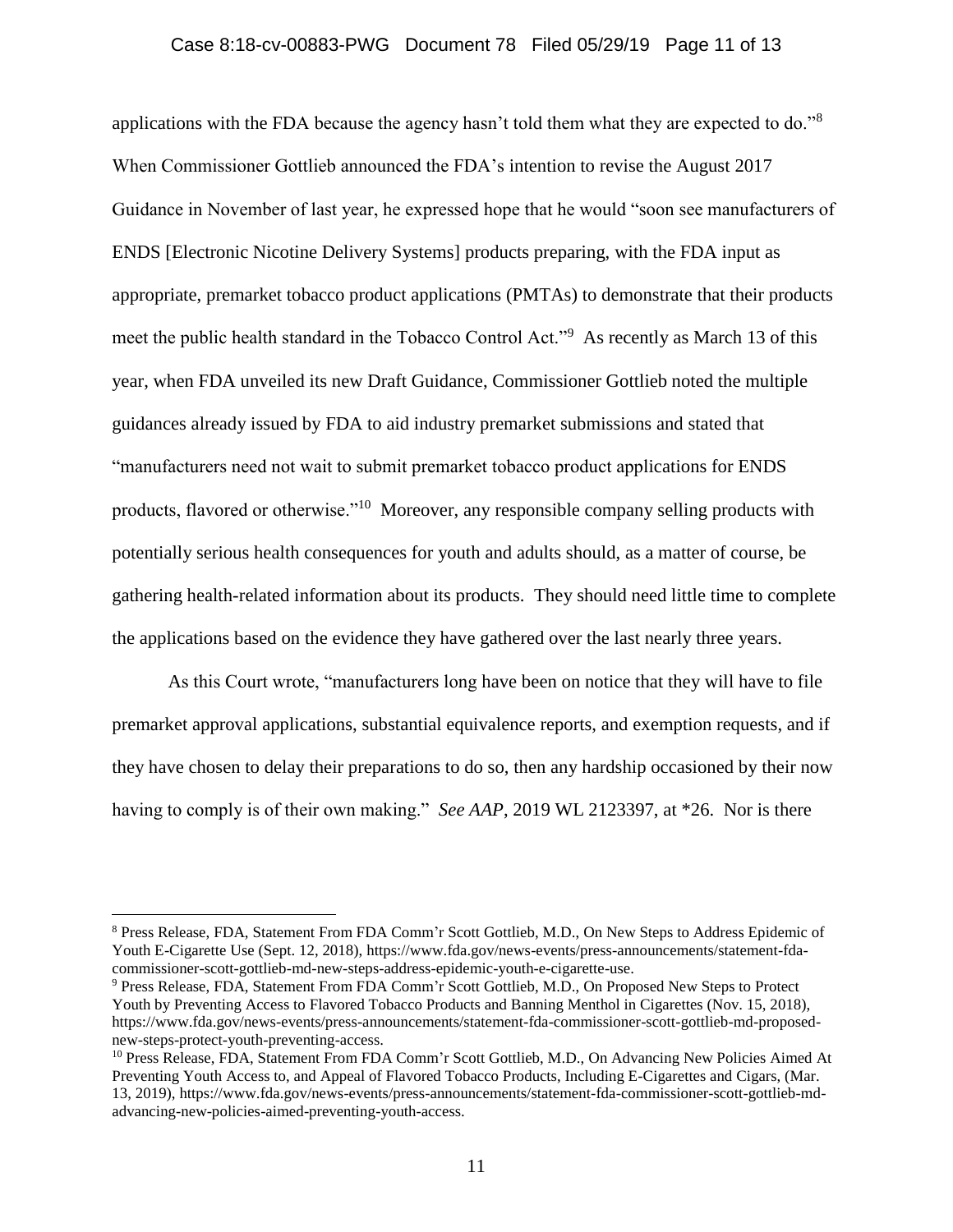applications with the FDA because the agency hasn't told them what they are expected to do."[8] When Commissioner Gottlieb announced the FDA's intention to revise the August 2017 Guidance in November of last year, he expressed hope that he would "soon see manufacturers of ENDS [Electronic Nicotine Delivery Systems] products preparing, with the FDA input as appropriate, premarket tobacco product applications (PMTAs) to demonstrate that their products meet the public health standard in the Tobacco Control Act."[9] As recently as March 13 of this year, when FDA unveiled its new Draft Guidance, Commissioner Gottlieb noted the multiple guidances already issued by FDA to aid industry premarket submissions and stated that "manufacturers need not wait to submit premarket tobacco product applications for ENDS products, flavored or otherwise."[10] Moreover, any responsible company selling products with potentially serious health consequences for youth and adults should, as a matter of course, be gathering health-related information about its products. They should need little time to complete the applications based on the evidence they have gathered over the last nearly three years.

As this Court wrote, "manufacturers long have been on notice that they will have to file premarket approval applications, substantial equivalence reports, and exemption requests, and if they have chosen to delay their preparations to do so, then any hardship occasioned by their now having to comply is of their own making." *See AAP*, 2019 WL 2123397, at *26. Nor is there

---

[8] Press Release, FDA, Statement From FDA Comm'r Scott Gottlieb, M.D., On New Steps to Address Epidemic of Youth E-Cigarette Use (Sept. 12, 2018), https://www.fda.gov/news-events/press-announcements/statement-fda-commissioner-scott-gottlieb-md-new-steps-address-epidemic-youth-e-cigarette-use.

[9] Press Release, FDA, Statement From FDA Comm'r Scott Gottlieb, M.D., On Proposed New Steps to Protect Youth by Preventing Access to Flavored Tobacco Products and Banning Menthol in Cigarettes (Nov. 15, 2018), https://www.fda.gov/news-events/press-announcements/statement-fda-commissioner-scott-gottlieb-md-proposed-new-steps-protect-youth-preventing-access.

[10] Press Release, FDA, Statement From FDA Comm'r Scott Gottlieb, M.D., On Advancing New Policies Aimed At Preventing Youth Access to, and Appeal of Flavored Tobacco Products, Including E-Cigarettes and Cigars, (Mar. 13, 2019), https://www.fda.gov/news-events/press-announcements/statement-fda-commissioner-scott-gottlieb-md-advancing-new-policies-aimed-preventing-youth-access.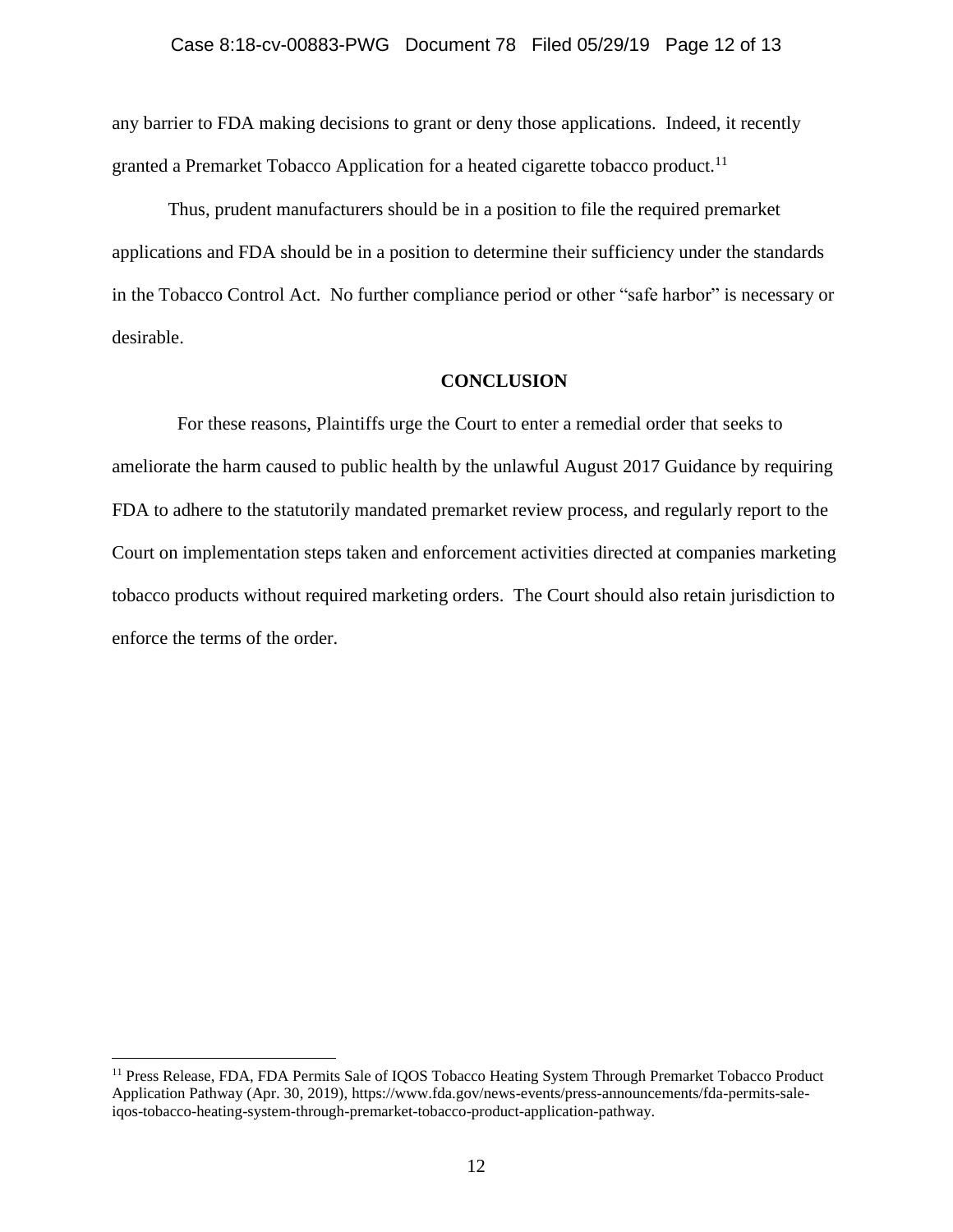any barrier to FDA making decisions to grant or deny those applications. Indeed, it recently granted a Premarket Tobacco Application for a heated cigarette tobacco product.[11]

Thus, prudent manufacturers should be in a position to file the required premarket applications and FDA should be in a position to determine their sufficiency under the standards in the Tobacco Control Act. No further compliance period or other "safe harbor" is necessary or desirable.

## CONCLUSION

For these reasons, Plaintiffs urge the Court to enter a remedial order that seeks to ameliorate the harm caused to public health by the unlawful August 2017 Guidance by requiring FDA to adhere to the statutorily mandated premarket review process, and regularly report to the Court on implementation steps taken and enforcement activities directed at companies marketing tobacco products without required marketing orders. The Court should also retain jurisdiction to enforce the terms of the order.

---

[11] Press Release, FDA, FDA Permits Sale of IQOS Tobacco Heating System Through Premarket Tobacco Product Application Pathway (Apr. 30, 2019), https://www.fda.gov/news-events/press-announcements/fda-permits-sale-iqos-tobacco-heating-system-through-premarket-tobacco-product-application-pathway.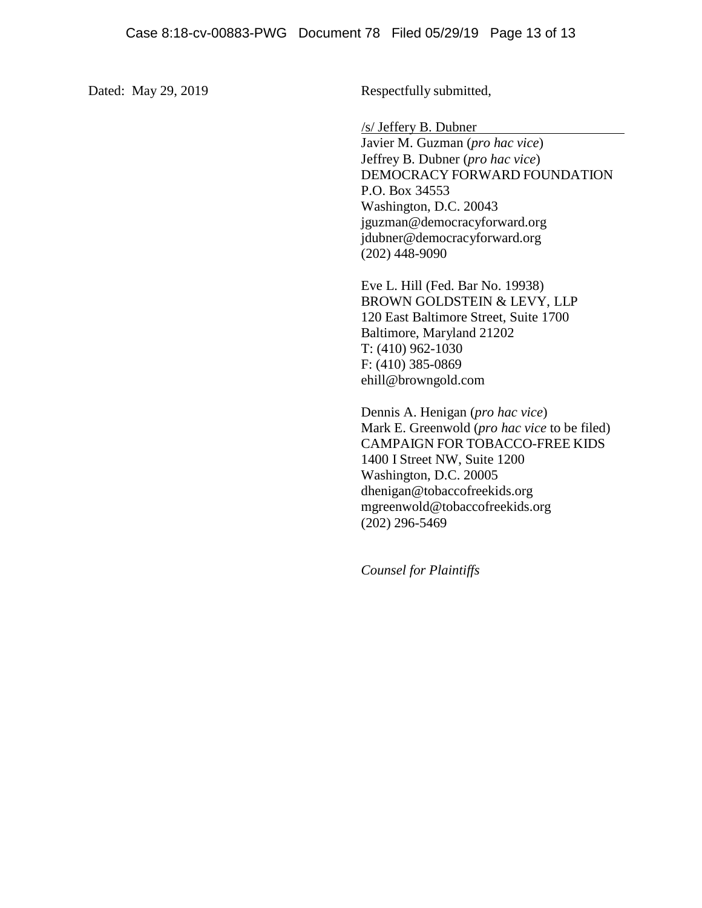Dated: May 29, 2019

Respectfully submitted,

/s/ Jeffery B. Dubner

Javier M. Guzman (*pro hac vice*)
Jeffrey B. Dubner (*pro hac vice*)
DEMOCRACY FORWARD FOUNDATION
P.O. Box 34553
Washington, D.C. 20043
jguzman@democracyforward.org
jdubner@democracyforward.org
(202) 448-9090

Eve L. Hill (Fed. Bar No. 19938)
BROWN GOLDSTEIN & LEVY, LLP
120 East Baltimore Street, Suite 1700
Baltimore, Maryland 21202
T: (410) 962-1030
F: (410) 385-0869
ehill@browngold.com

Dennis A. Henigan (*pro hac vice*)
Mark E. Greenwold (*pro hac vice* to be filed)
CAMPAIGN FOR TOBACCO-FREE KIDS
1400 I Street NW, Suite 1200
Washington, D.C. 20005
dhenigan@tobaccofreekids.org
mgreenwold@tobaccofreekids.org
(202) 296-5469

*Counsel for Plaintiffs*